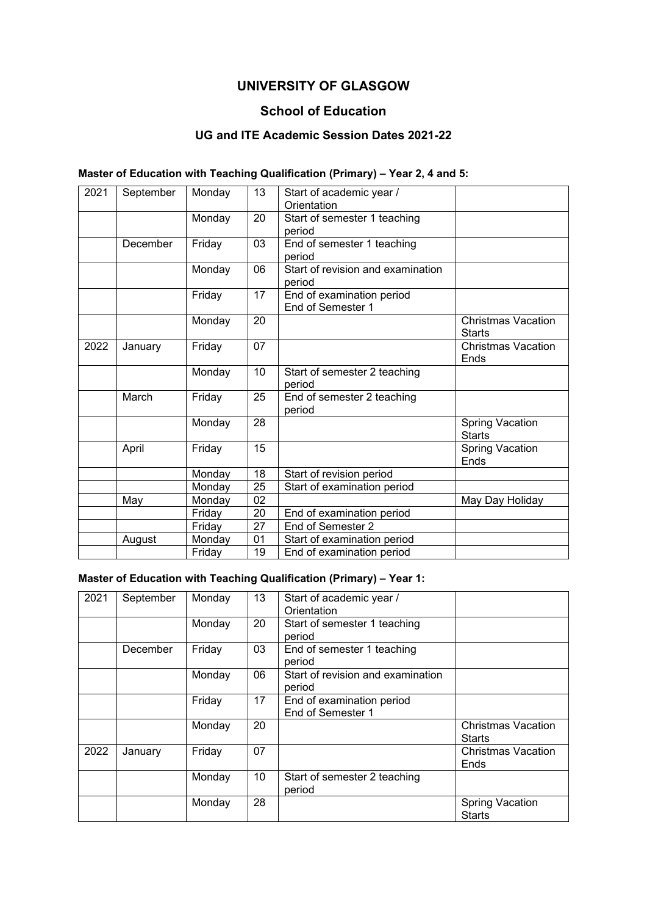# UNIVERSITY OF GLASGOW

## School of Education

### UG and ITE Academic Session Dates 2021-22

**Master of Education with Teaching Qualification (Primary) – Year 2, 4 and 5:**

| | | | | | |
|---|---|---|---|---|---|
| 2021 | September | Monday | 13 | Start of academic year / Orientation | |
| | | Monday | 20 | Start of semester 1 teaching period | |
| | December | Friday | 03 | End of semester 1 teaching period | |
| | | Monday | 06 | Start of revision and examination period | |
| | | Friday | 17 | End of examination period<br>End of Semester 1 | |
| | | Monday | 20 | | Christmas Vacation Starts |
| 2022 | January | Friday | 07 | | Christmas Vacation Ends |
| | | Monday | 10 | Start of semester 2 teaching period | |
| | March | Friday | 25 | End of semester 2 teaching period | |
| | | Monday | 28 | | Spring Vacation Starts |
| | April | Friday | 15 | | Spring Vacation Ends |
| | | Monday | 18 | Start of revision period | |
| | | Monday | 25 | Start of examination period | |
| | May | Monday | 02 | | May Day Holiday |
| | | Friday | 20 | End of examination period | |
| | | Friday | 27 | End of Semester 2 | |
| | August | Monday | 01 | Start of examination period | |
| | | Friday | 19 | End of examination period | |

**Master of Education with Teaching Qualification (Primary) – Year 1:**

| | | | | | |
|---|---|---|---|---|---|
| 2021 | September | Monday | 13 | Start of academic year / Orientation | |
| | | Monday | 20 | Start of semester 1 teaching period | |
| | December | Friday | 03 | End of semester 1 teaching period | |
| | | Monday | 06 | Start of revision and examination period | |
| | | Friday | 17 | End of examination period<br>End of Semester 1 | |
| | | Monday | 20 | | Christmas Vacation Starts |
| 2022 | January | Friday | 07 | | Christmas Vacation Ends |
| | | Monday | 10 | Start of semester 2 teaching period | |
| | | Monday | 28 | | Spring Vacation Starts |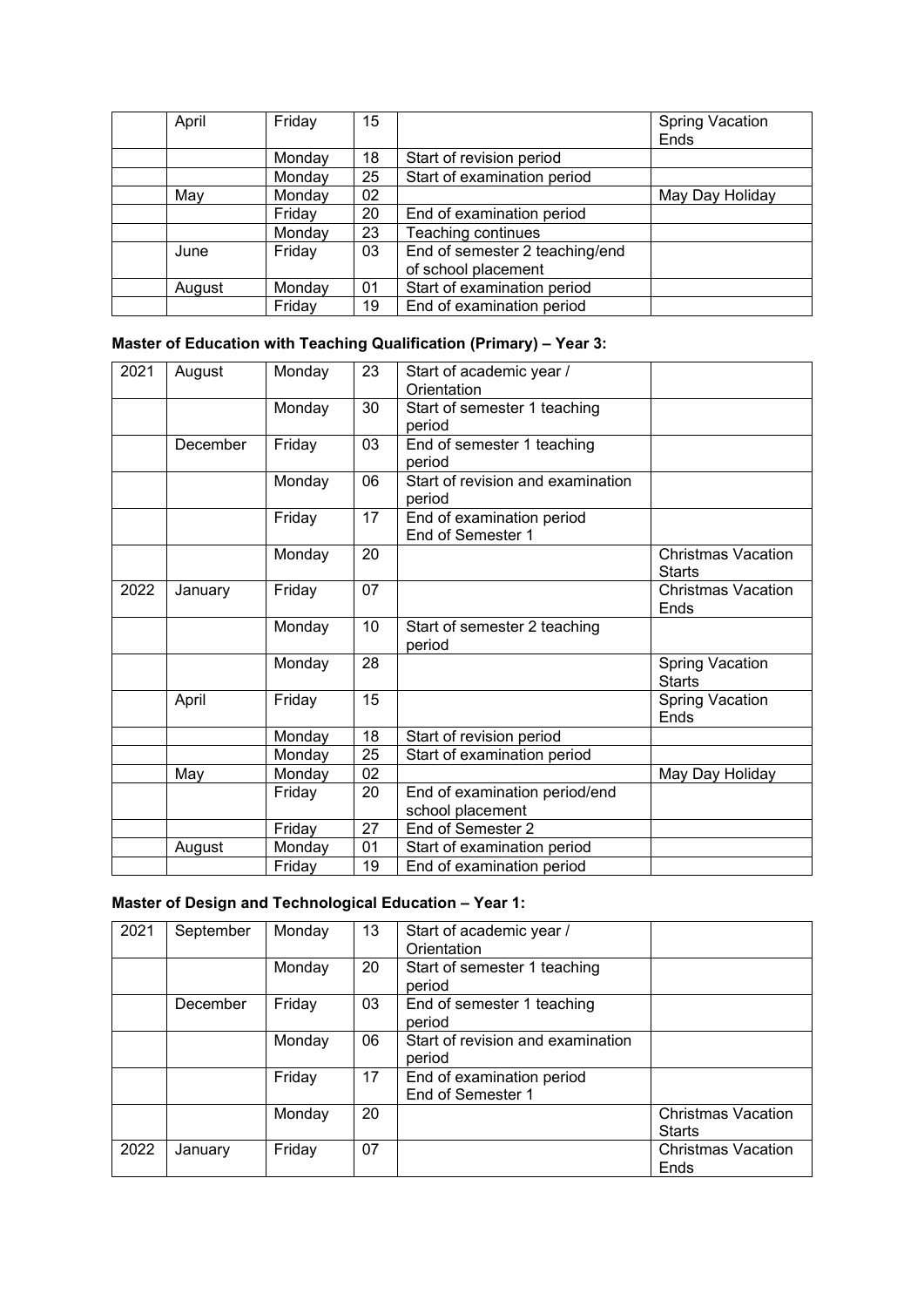| | April | Friday | 15 | | Spring Vacation Ends |
|---|---|---|---|---|---|
| | | Monday | 18 | Start of revision period | |
| | | Monday | 25 | Start of examination period | |
| | May | Monday | 02 | | May Day Holiday |
| | | Friday | 20 | End of examination period | |
| | | Monday | 23 | Teaching continues | |
| | June | Friday | 03 | End of semester 2 teaching/end of school placement | |
| | August | Monday | 01 | Start of examination period | |
| | | Friday | 19 | End of examination period | |

**Master of Education with Teaching Qualification (Primary) – Year 3:**

| 2021 | August | Monday | 23 | Start of academic year / Orientation | |
|---|---|---|---|---|---|
| | | Monday | 30 | Start of semester 1 teaching period | |
| | December | Friday | 03 | End of semester 1 teaching period | |
| | | Monday | 06 | Start of revision and examination period | |
| | | Friday | 17 | End of examination period End of Semester 1 | |
| | | Monday | 20 | | Christmas Vacation Starts |
| 2022 | January | Friday | 07 | | Christmas Vacation Ends |
| | | Monday | 10 | Start of semester 2 teaching period | |
| | | Monday | 28 | | Spring Vacation Starts |
| | April | Friday | 15 | | Spring Vacation Ends |
| | | Monday | 18 | Start of revision period | |
| | | Monday | 25 | Start of examination period | |
| | May | Monday | 02 | | May Day Holiday |
| | | Friday | 20 | End of examination period/end school placement | |
| | | Friday | 27 | End of Semester 2 | |
| | August | Monday | 01 | Start of examination period | |
| | | Friday | 19 | End of examination period | |

**Master of Design and Technological Education – Year 1:**

| 2021 | September | Monday | 13 | Start of academic year / Orientation | |
|---|---|---|---|---|---|
| | | Monday | 20 | Start of semester 1 teaching period | |
| | December | Friday | 03 | End of semester 1 teaching period | |
| | | Monday | 06 | Start of revision and examination period | |
| | | Friday | 17 | End of examination period End of Semester 1 | |
| | | Monday | 20 | | Christmas Vacation Starts |
| 2022 | January | Friday | 07 | | Christmas Vacation Ends |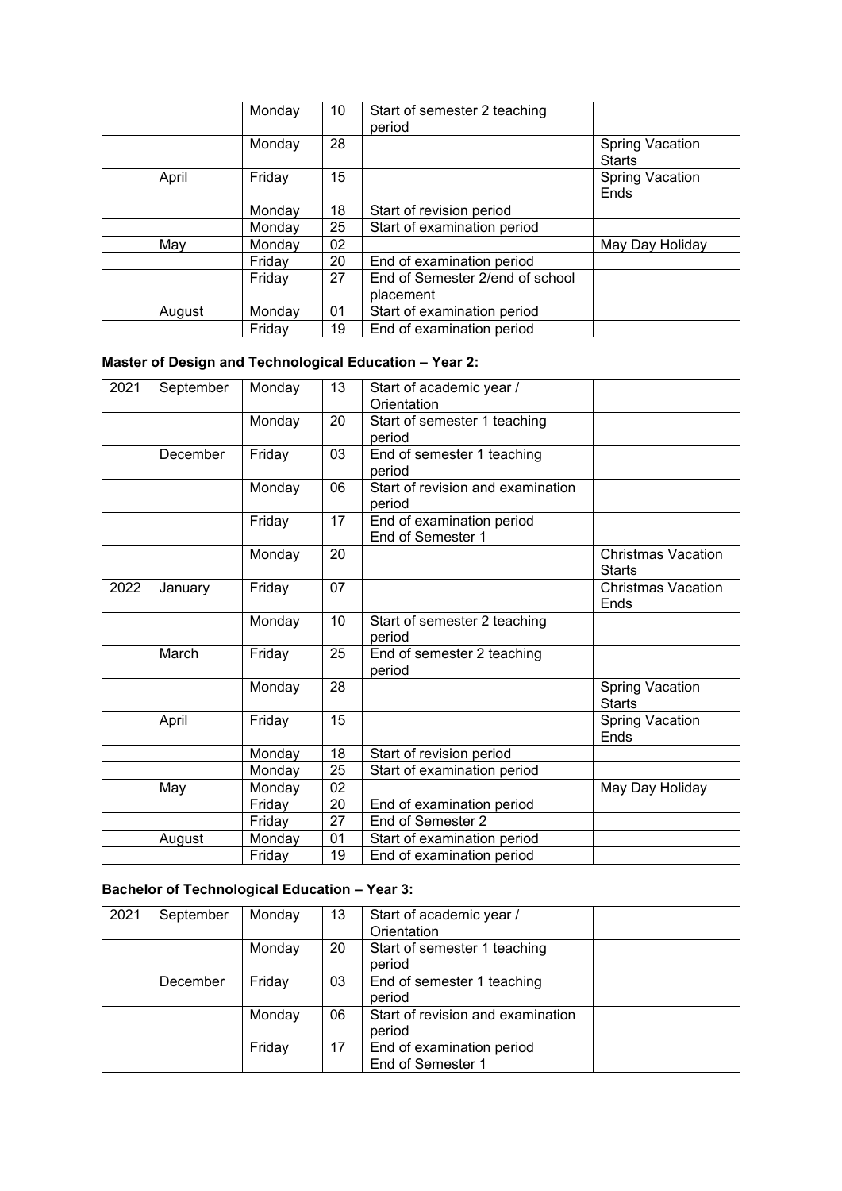| | | | | | |
|---|---|---|---|---|---|
| | | Monday | 10 | Start of semester 2 teaching period | |
| | | Monday | 28 | | Spring Vacation Starts |
| | April | Friday | 15 | | Spring Vacation Ends |
| | | Monday | 18 | Start of revision period | |
| | | Monday | 25 | Start of examination period | |
| | May | Monday | 02 | | May Day Holiday |
| | | Friday | 20 | End of examination period | |
| | | Friday | 27 | End of Semester 2/end of school placement | |
| | August | Monday | 01 | Start of examination period | |
| | | Friday | 19 | End of examination period | |

**Master of Design and Technological Education – Year 2:**

| | | | | | |
|---|---|---|---|---|---|
| 2021 | September | Monday | 13 | Start of academic year / Orientation | |
| | | Monday | 20 | Start of semester 1 teaching period | |
| | December | Friday | 03 | End of semester 1 teaching period | |
| | | Monday | 06 | Start of revision and examination period | |
| | | Friday | 17 | End of examination period<br>End of Semester 1 | |
| | | Monday | 20 | | Christmas Vacation Starts |
| 2022 | January | Friday | 07 | | Christmas Vacation Ends |
| | | Monday | 10 | Start of semester 2 teaching period | |
| | March | Friday | 25 | End of semester 2 teaching period | |
| | | Monday | 28 | | Spring Vacation Starts |
| | April | Friday | 15 | | Spring Vacation Ends |
| | | Monday | 18 | Start of revision period | |
| | | Monday | 25 | Start of examination period | |
| | May | Monday | 02 | | May Day Holiday |
| | | Friday | 20 | End of examination period | |
| | | Friday | 27 | End of Semester 2 | |
| | August | Monday | 01 | Start of examination period | |
| | | Friday | 19 | End of examination period | |

**Bachelor of Technological Education – Year 3:**

| | | | | | |
|---|---|---|---|---|---|
| 2021 | September | Monday | 13 | Start of academic year / Orientation | |
| | | Monday | 20 | Start of semester 1 teaching period | |
| | December | Friday | 03 | End of semester 1 teaching period | |
| | | Monday | 06 | Start of revision and examination period | |
| | | Friday | 17 | End of examination period<br>End of Semester 1 | |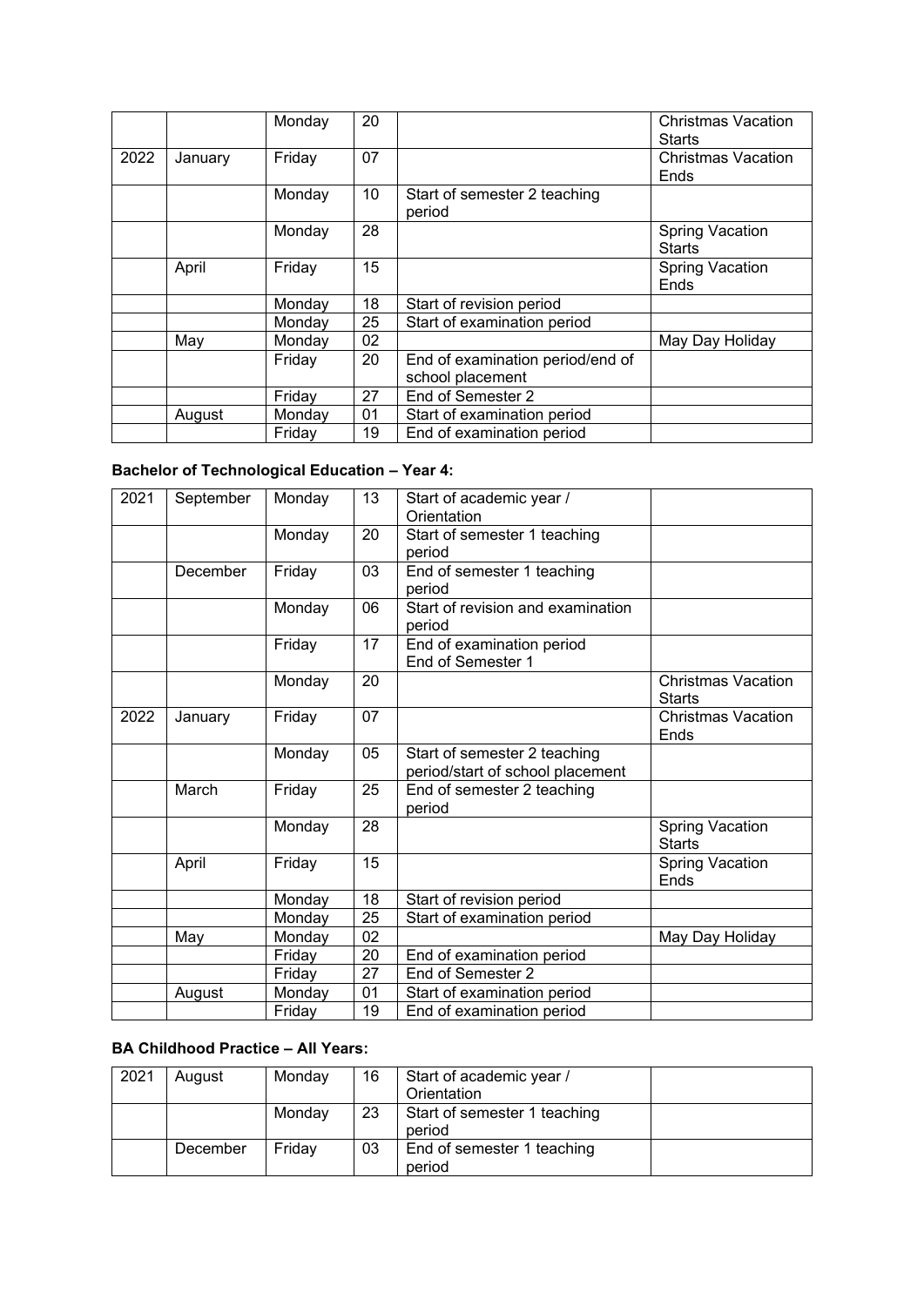| | | Monday | 20 | | Christmas Vacation Starts |
|---|---|---|---|---|---|
| 2022 | January | Friday | 07 | | Christmas Vacation Ends |
| | | Monday | 10 | Start of semester 2 teaching period | |
| | | Monday | 28 | | Spring Vacation Starts |
| | April | Friday | 15 | | Spring Vacation Ends |
| | | Monday | 18 | Start of revision period | |
| | | Monday | 25 | Start of examination period | |
| | May | Monday | 02 | | May Day Holiday |
| | | Friday | 20 | End of examination period/end of school placement | |
| | | Friday | 27 | End of Semester 2 | |
| | August | Monday | 01 | Start of examination period | |
| | | Friday | 19 | End of examination period | |

**Bachelor of Technological Education – Year 4:**

| 2021 | September | Monday | 13 | Start of academic year / Orientation | |
|---|---|---|---|---|---|
| | | Monday | 20 | Start of semester 1 teaching period | |
| | December | Friday | 03 | End of semester 1 teaching period | |
| | | Monday | 06 | Start of revision and examination period | |
| | | Friday | 17 | End of examination period End of Semester 1 | |
| | | Monday | 20 | | Christmas Vacation Starts |
| 2022 | January | Friday | 07 | | Christmas Vacation Ends |
| | | Monday | 05 | Start of semester 2 teaching period/start of school placement | |
| | March | Friday | 25 | End of semester 2 teaching period | |
| | | Monday | 28 | | Spring Vacation Starts |
| | April | Friday | 15 | | Spring Vacation Ends |
| | | Monday | 18 | Start of revision period | |
| | | Monday | 25 | Start of examination period | |
| | May | Monday | 02 | | May Day Holiday |
| | | Friday | 20 | End of examination period | |
| | | Friday | 27 | End of Semester 2 | |
| | August | Monday | 01 | Start of examination period | |
| | | Friday | 19 | End of examination period | |

**BA Childhood Practice – All Years:**

| 2021 | August | Monday | 16 | Start of academic year / Orientation | |
|---|---|---|---|---|---|
| | | Monday | 23 | Start of semester 1 teaching period | |
| | December | Friday | 03 | End of semester 1 teaching period | |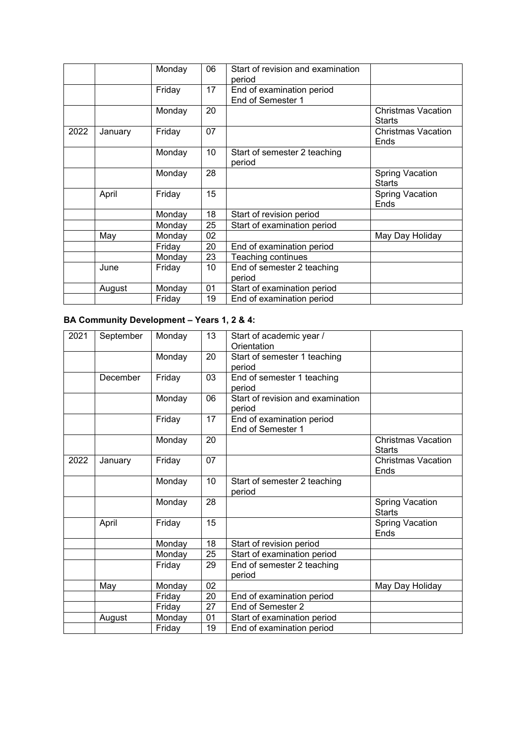|  |  | Monday | 06 | Start of revision and examination period |  |
|---|---|---|---|---|---|
|  |  | Friday | 17 | End of examination period<br>End of Semester 1 |  |
|  |  | Monday | 20 |  | Christmas Vacation Starts |
| 2022 | January | Friday | 07 |  | Christmas Vacation Ends |
|  |  | Monday | 10 | Start of semester 2 teaching period |  |
|  |  | Monday | 28 |  | Spring Vacation Starts |
|  | April | Friday | 15 |  | Spring Vacation Ends |
|  |  | Monday | 18 | Start of revision period |  |
|  |  | Monday | 25 | Start of examination period |  |
|  | May | Monday | 02 |  | May Day Holiday |
|  |  | Friday | 20 | End of examination period |  |
|  |  | Monday | 23 | Teaching continues |  |
|  | June | Friday | 10 | End of semester 2 teaching period |  |
|  | August | Monday | 01 | Start of examination period |  |
|  |  | Friday | 19 | End of examination period |  |

**BA Community Development – Years 1, 2 & 4:**

| 2021 | September | Monday | 13 | Start of academic year / Orientation |  |
|---|---|---|---|---|---|
|  |  | Monday | 20 | Start of semester 1 teaching period |  |
|  | December | Friday | 03 | End of semester 1 teaching period |  |
|  |  | Monday | 06 | Start of revision and examination period |  |
|  |  | Friday | 17 | End of examination period<br>End of Semester 1 |  |
|  |  | Monday | 20 |  | Christmas Vacation Starts |
| 2022 | January | Friday | 07 |  | Christmas Vacation Ends |
|  |  | Monday | 10 | Start of semester 2 teaching period |  |
|  |  | Monday | 28 |  | Spring Vacation Starts |
|  | April | Friday | 15 |  | Spring Vacation Ends |
|  |  | Monday | 18 | Start of revision period |  |
|  |  | Monday | 25 | Start of examination period |  |
|  |  | Friday | 29 | End of semester 2 teaching period |  |
|  | May | Monday | 02 |  | May Day Holiday |
|  |  | Friday | 20 | End of examination period |  |
|  |  | Friday | 27 | End of Semester 2 |  |
|  | August | Monday | 01 | Start of examination period |  |
|  |  | Friday | 19 | End of examination period |  |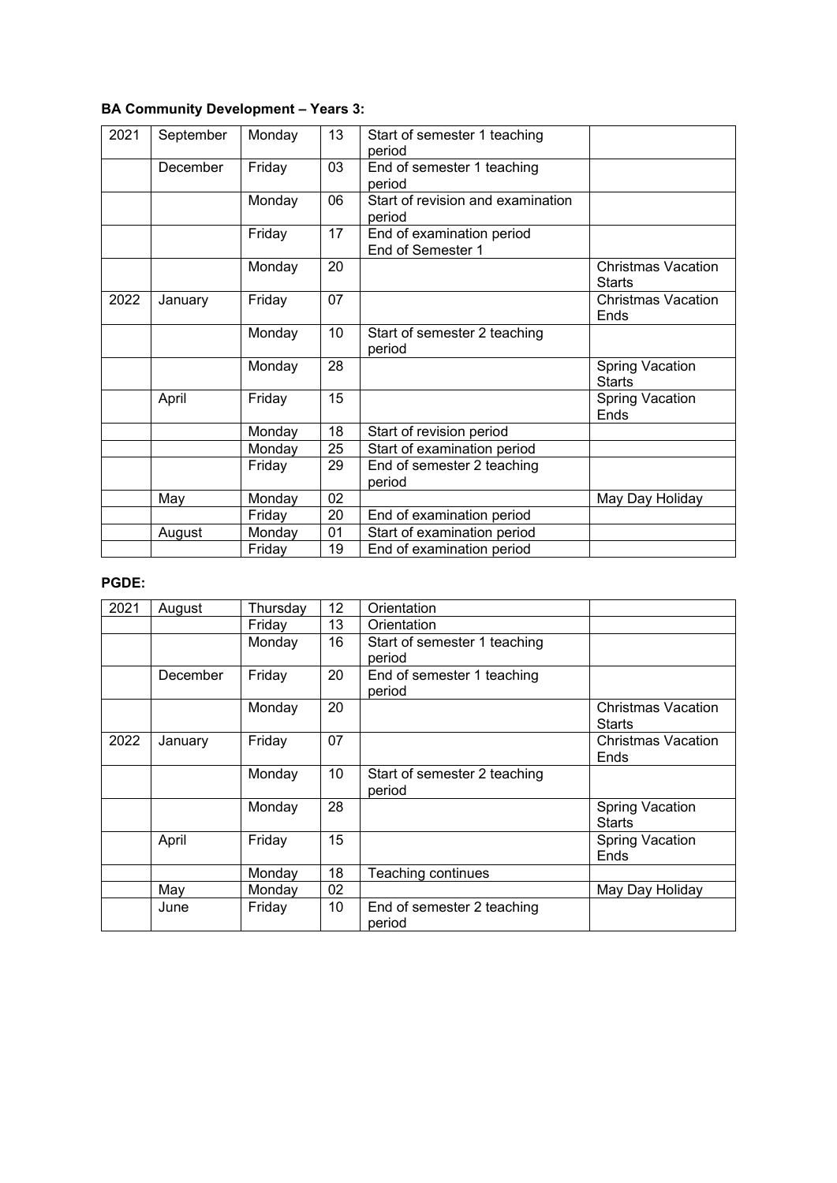**BA Community Development – Years 3:**

| | | | | | |
|---|---|---|---|---|---|
| 2021 | September | Monday | 13 | Start of semester 1 teaching period | |
| | December | Friday | 03 | End of semester 1 teaching period | |
| | | Monday | 06 | Start of revision and examination period | |
| | | Friday | 17 | End of examination period<br>End of Semester 1 | |
| | | Monday | 20 | | Christmas Vacation Starts |
| 2022 | January | Friday | 07 | | Christmas Vacation Ends |
| | | Monday | 10 | Start of semester 2 teaching period | |
| | | Monday | 28 | | Spring Vacation Starts |
| | April | Friday | 15 | | Spring Vacation Ends |
| | | Monday | 18 | Start of revision period | |
| | | Monday | 25 | Start of examination period | |
| | | Friday | 29 | End of semester 2 teaching period | |
| | May | Monday | 02 | | May Day Holiday |
| | | Friday | 20 | End of examination period | |
| | August | Monday | 01 | Start of examination period | |
| | | Friday | 19 | End of examination period | |

**PGDE:**

| | | | | | |
|---|---|---|---|---|---|
| 2021 | August | Thursday | 12 | Orientation | |
| | | Friday | 13 | Orientation | |
| | | Monday | 16 | Start of semester 1 teaching period | |
| | December | Friday | 20 | End of semester 1 teaching period | |
| | | Monday | 20 | | Christmas Vacation Starts |
| 2022 | January | Friday | 07 | | Christmas Vacation Ends |
| | | Monday | 10 | Start of semester 2 teaching period | |
| | | Monday | 28 | | Spring Vacation Starts |
| | April | Friday | 15 | | Spring Vacation Ends |
| | | Monday | 18 | Teaching continues | |
| | May | Monday | 02 | | May Day Holiday |
| | June | Friday | 10 | End of semester 2 teaching period | |